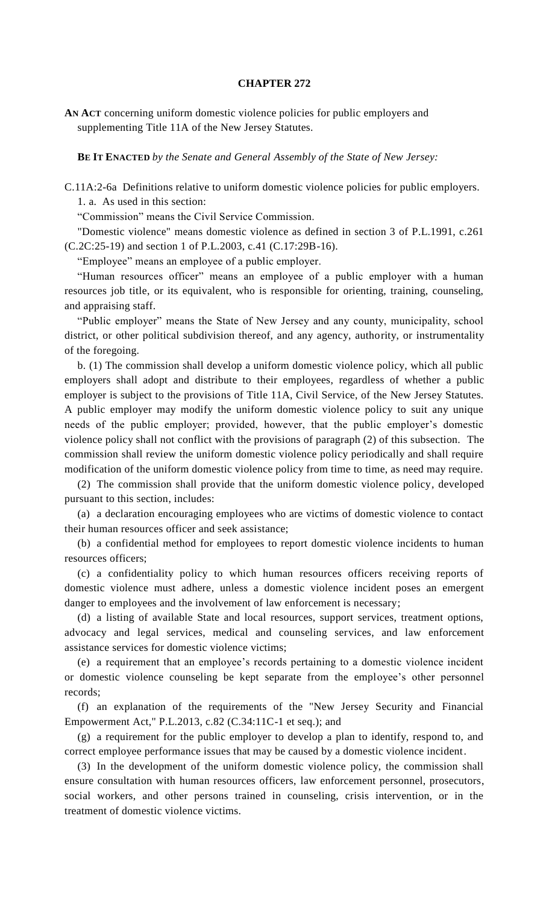# CHAPTER 272

**AN ACT** concerning uniform domestic violence policies for public employers and supplementing Title 11A of the New Jersey Statutes.

**BE IT ENACTED** *by the Senate and General Assembly of the State of New Jersey:*

C.11A:2-6a Definitions relative to uniform domestic violence policies for public employers.

1. a. As used in this section:

"Commission" means the Civil Service Commission.

"Domestic violence" means domestic violence as defined in section 3 of P.L.1991, c.261 (C.2C:25-19) and section 1 of P.L.2003, c.41 (C.17:29B-16).

"Employee" means an employee of a public employer.

"Human resources officer" means an employee of a public employer with a human resources job title, or its equivalent, who is responsible for orienting, training, counseling, and appraising staff.

"Public employer" means the State of New Jersey and any county, municipality, school district, or other political subdivision thereof, and any agency, authority, or instrumentality of the foregoing.

b. (1) The commission shall develop a uniform domestic violence policy, which all public employers shall adopt and distribute to their employees, regardless of whether a public employer is subject to the provisions of Title 11A, Civil Service, of the New Jersey Statutes. A public employer may modify the uniform domestic violence policy to suit any unique needs of the public employer; provided, however, that the public employer's domestic violence policy shall not conflict with the provisions of paragraph (2) of this subsection. The commission shall review the uniform domestic violence policy periodically and shall require modification of the uniform domestic violence policy from time to time, as need may require.

(2) The commission shall provide that the uniform domestic violence policy, developed pursuant to this section, includes:

(a) a declaration encouraging employees who are victims of domestic violence to contact their human resources officer and seek assistance;

(b) a confidential method for employees to report domestic violence incidents to human resources officers;

(c) a confidentiality policy to which human resources officers receiving reports of domestic violence must adhere, unless a domestic violence incident poses an emergent danger to employees and the involvement of law enforcement is necessary;

(d) a listing of available State and local resources, support services, treatment options, advocacy and legal services, medical and counseling services, and law enforcement assistance services for domestic violence victims;

(e) a requirement that an employee's records pertaining to a domestic violence incident or domestic violence counseling be kept separate from the employee's other personnel records;

(f) an explanation of the requirements of the "New Jersey Security and Financial Empowerment Act," P.L.2013, c.82 (C.34:11C-1 et seq.); and

(g) a requirement for the public employer to develop a plan to identify, respond to, and correct employee performance issues that may be caused by a domestic violence incident.

(3) In the development of the uniform domestic violence policy, the commission shall ensure consultation with human resources officers, law enforcement personnel, prosecutors, social workers, and other persons trained in counseling, crisis intervention, or in the treatment of domestic violence victims.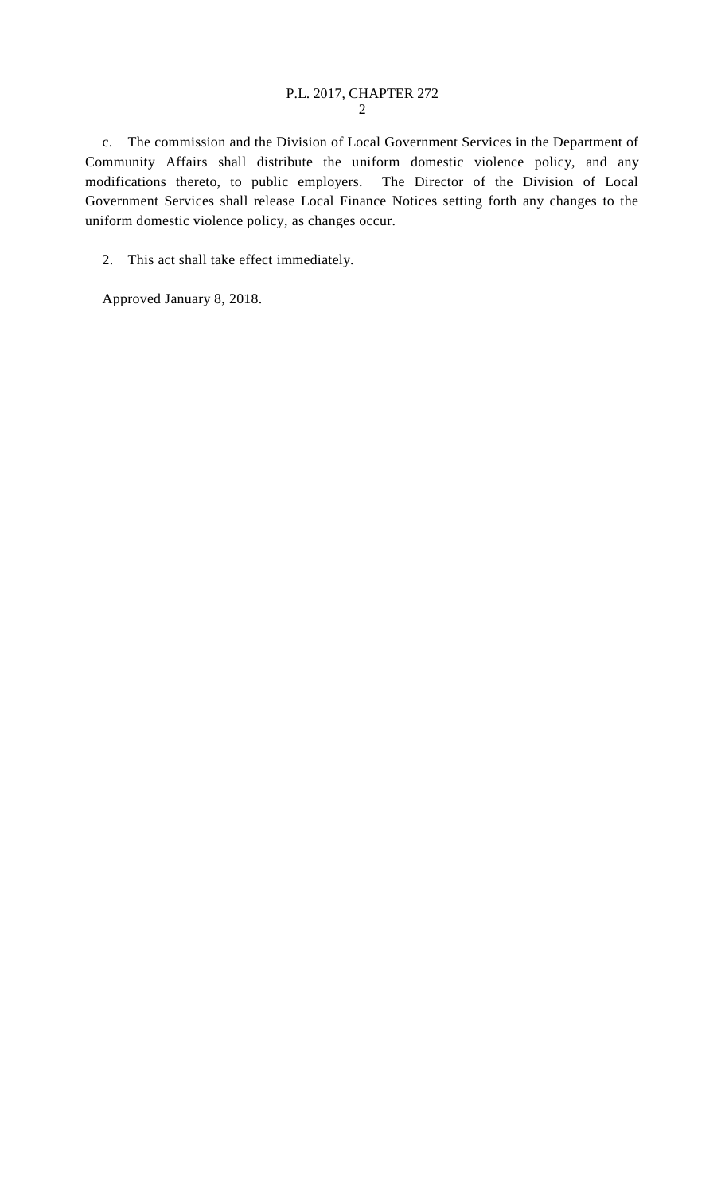c. The commission and the Division of Local Government Services in the Department of Community Affairs shall distribute the uniform domestic violence policy, and any modifications thereto, to public employers. The Director of the Division of Local Government Services shall release Local Finance Notices setting forth any changes to the uniform domestic violence policy, as changes occur.

2. This act shall take effect immediately.

Approved January 8, 2018.